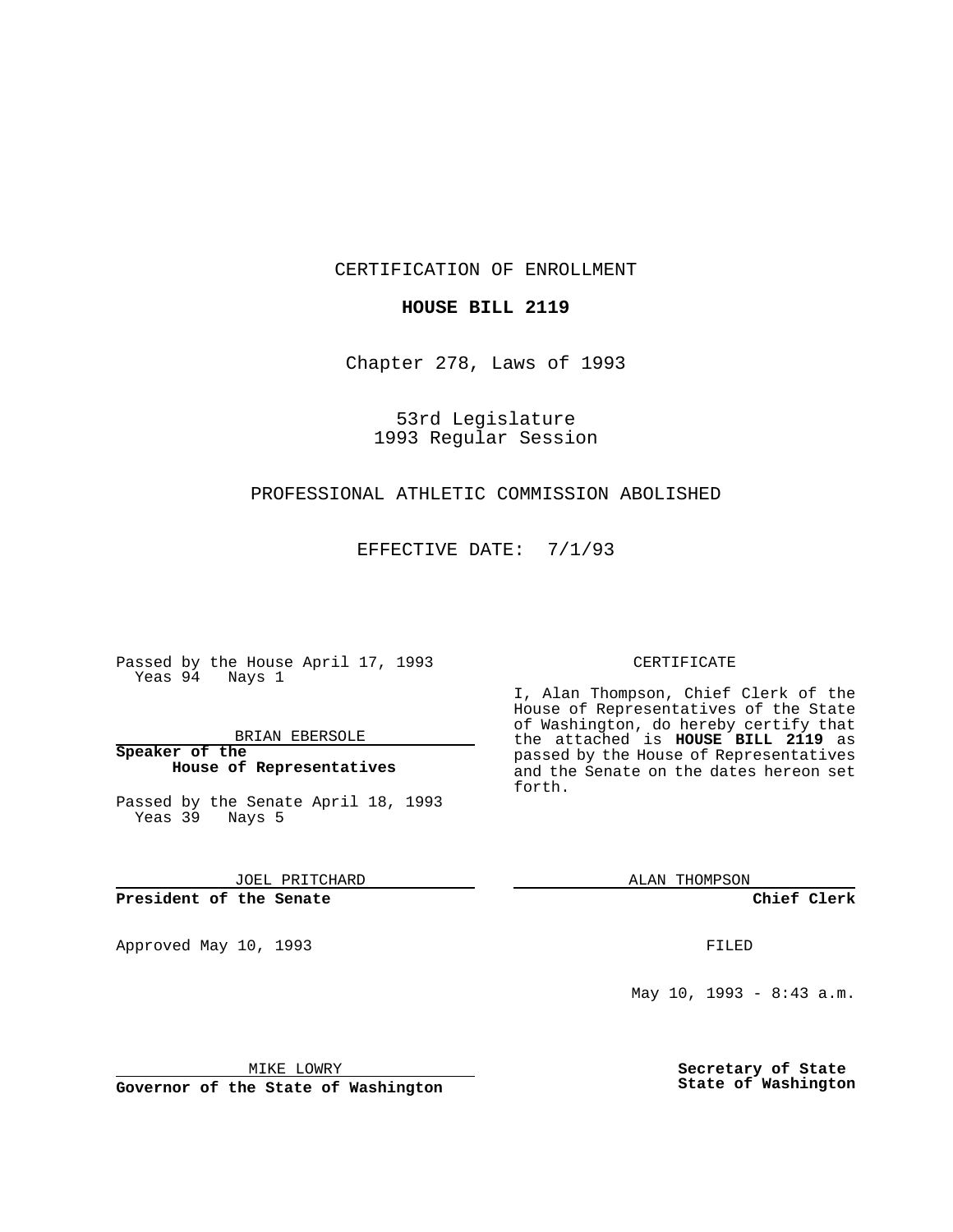CERTIFICATION OF ENROLLMENT

**HOUSE BILL 2119**

Chapter 278, Laws of 1993

53rd Legislature
1993 Regular Session

PROFESSIONAL ATHLETIC COMMISSION ABOLISHED

EFFECTIVE DATE: 7/1/93

Passed by the House April 17, 1993
Yeas 94 Nays 1

BRIAN EBERSOLE

**Speaker of the House of Representatives**

Passed by the Senate April 18, 1993
Yeas 39 Nays 5

JOEL PRITCHARD

**President of the Senate**

Approved May 10, 1993

MIKE LOWRY

**Governor of the State of Washington**

CERTIFICATE

I, Alan Thompson, Chief Clerk of the House of Representatives of the State of Washington, do hereby certify that the attached is **HOUSE BILL 2119** as passed by the House of Representatives and the Senate on the dates hereon set forth.

ALAN THOMPSON

**Chief Clerk**

FILED

May 10, 1993 - 8:43 a.m.

**Secretary of State State of Washington**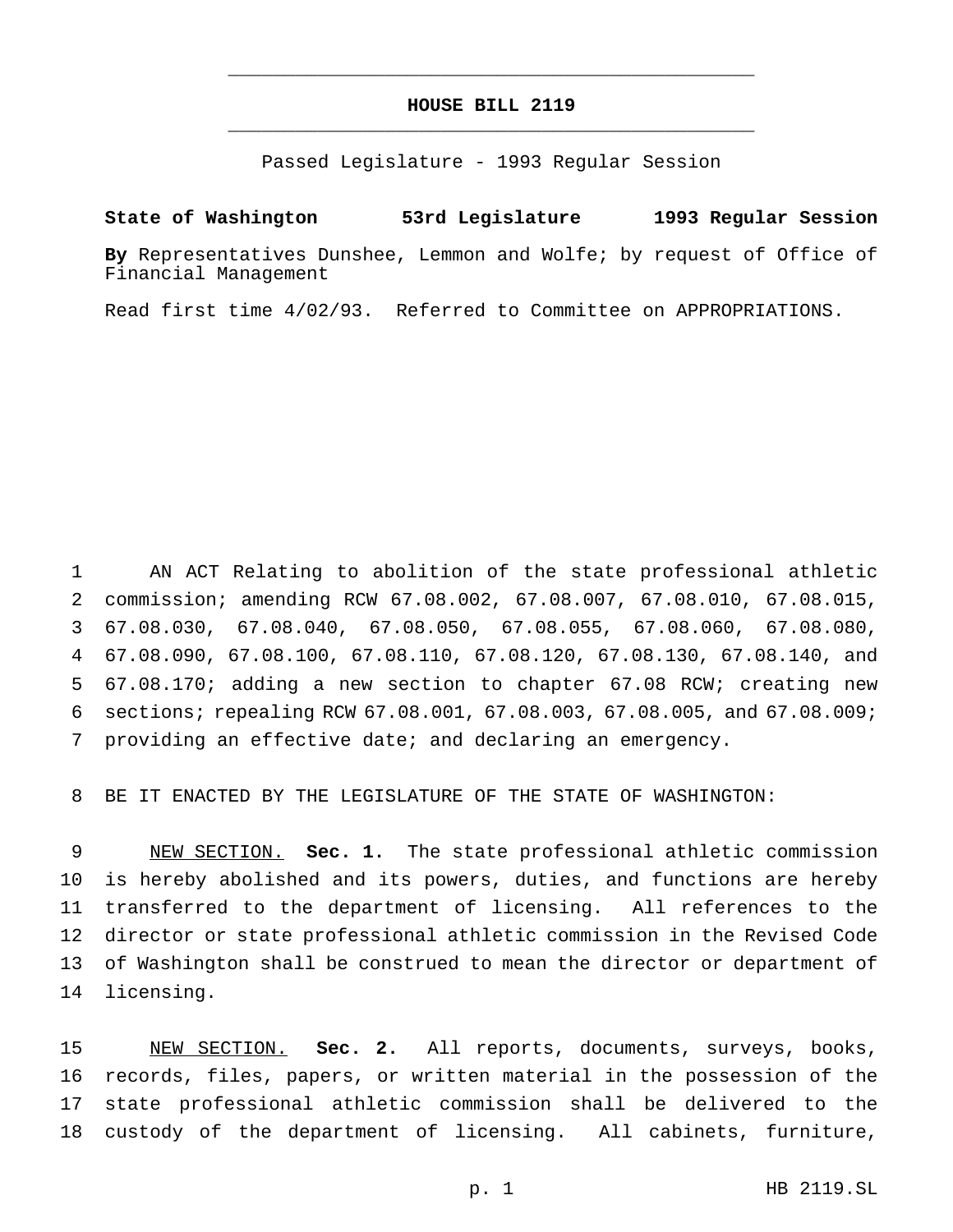# HOUSE BILL 2119

Passed Legislature - 1993 Regular Session

**State of Washington 53rd Legislature 1993 Regular Session**

**By** Representatives Dunshee, Lemmon and Wolfe; by request of Office of Financial Management

Read first time 4/02/93. Referred to Committee on APPROPRIATIONS.

AN ACT Relating to abolition of the state professional athletic commission; amending RCW 67.08.002, 67.08.007, 67.08.010, 67.08.015, 67.08.030, 67.08.040, 67.08.050, 67.08.055, 67.08.060, 67.08.080, 67.08.090, 67.08.100, 67.08.110, 67.08.120, 67.08.130, 67.08.140, and 67.08.170; adding a new section to chapter 67.08 RCW; creating new sections; repealing RCW 67.08.001, 67.08.003, 67.08.005, and 67.08.009; providing an effective date; and declaring an emergency.

BE IT ENACTED BY THE LEGISLATURE OF THE STATE OF WASHINGTON:

NEW SECTION. **Sec. 1.** The state professional athletic commission is hereby abolished and its powers, duties, and functions are hereby transferred to the department of licensing. All references to the director or state professional athletic commission in the Revised Code of Washington shall be construed to mean the director or department of licensing.

NEW SECTION. **Sec. 2.** All reports, documents, surveys, books, records, files, papers, or written material in the possession of the state professional athletic commission shall be delivered to the custody of the department of licensing. All cabinets, furniture,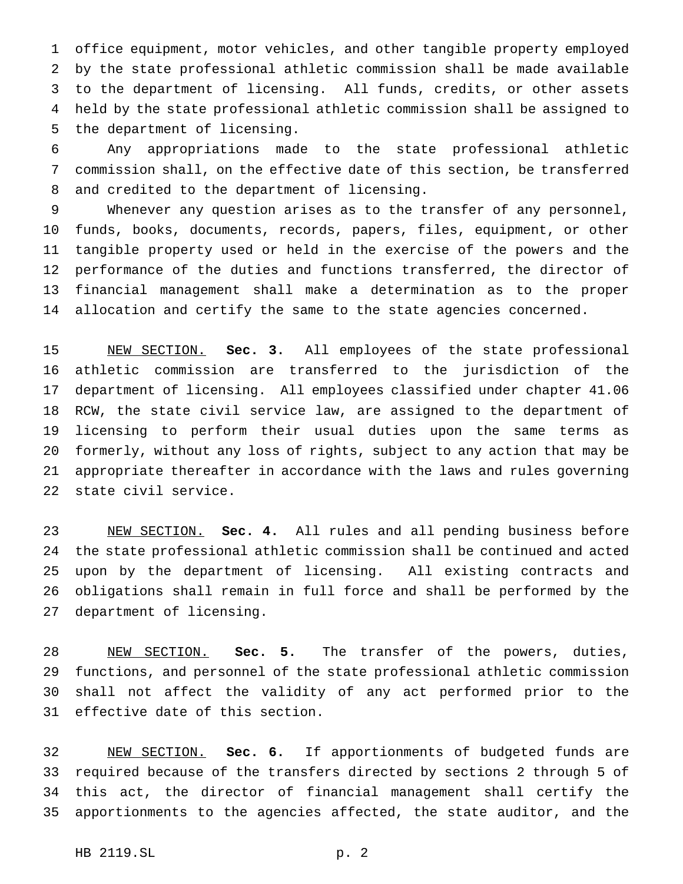office equipment, motor vehicles, and other tangible property employed by the state professional athletic commission shall be made available to the department of licensing. All funds, credits, or other assets held by the state professional athletic commission shall be assigned to the department of licensing.

Any appropriations made to the state professional athletic commission shall, on the effective date of this section, be transferred and credited to the department of licensing.

Whenever any question arises as to the transfer of any personnel, funds, books, documents, records, papers, files, equipment, or other tangible property used or held in the exercise of the powers and the performance of the duties and functions transferred, the director of financial management shall make a determination as to the proper allocation and certify the same to the state agencies concerned.

NEW SECTION. **Sec. 3.** All employees of the state professional athletic commission are transferred to the jurisdiction of the department of licensing. All employees classified under chapter 41.06 RCW, the state civil service law, are assigned to the department of licensing to perform their usual duties upon the same terms as formerly, without any loss of rights, subject to any action that may be appropriate thereafter in accordance with the laws and rules governing state civil service.

NEW SECTION. **Sec. 4.** All rules and all pending business before the state professional athletic commission shall be continued and acted upon by the department of licensing. All existing contracts and obligations shall remain in full force and shall be performed by the department of licensing.

NEW SECTION. **Sec. 5.** The transfer of the powers, duties, functions, and personnel of the state professional athletic commission shall not affect the validity of any act performed prior to the effective date of this section.

NEW SECTION. **Sec. 6.** If apportionments of budgeted funds are required because of the transfers directed by sections 2 through 5 of this act, the director of financial management shall certify the apportionments to the agencies affected, the state auditor, and the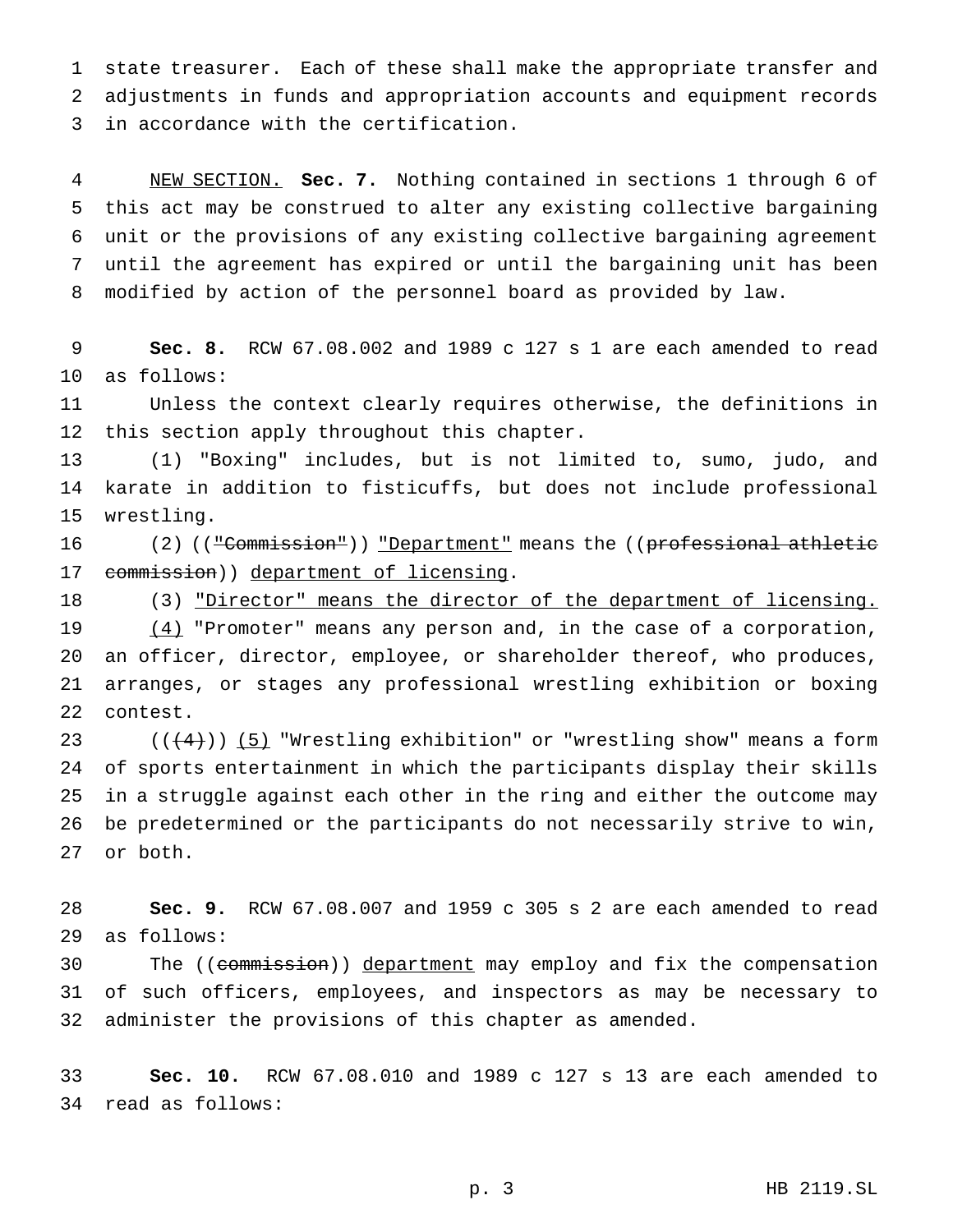state treasurer. Each of these shall make the appropriate transfer and adjustments in funds and appropriation accounts and equipment records in accordance with the certification.

NEW SECTION. **Sec. 7.** Nothing contained in sections 1 through 6 of this act may be construed to alter any existing collective bargaining unit or the provisions of any existing collective bargaining agreement until the agreement has expired or until the bargaining unit has been modified by action of the personnel board as provided by law.

**Sec. 8.** RCW 67.08.002 and 1989 c 127 s 1 are each amended to read as follows:

Unless the context clearly requires otherwise, the definitions in this section apply throughout this chapter.

(1) "Boxing" includes, but is not limited to, sumo, judo, and karate in addition to fisticuffs, but does not include professional wrestling.

(2) ((~~"Commission"~~)) "Department" means the ((~~professional athletic commission~~)) department of licensing.

(3) "Director" means the director of the department of licensing.

(4) "Promoter" means any person and, in the case of a corporation, an officer, director, employee, or shareholder thereof, who produces, arranges, or stages any professional wrestling exhibition or boxing contest.

((~~(4)~~)) (5) "Wrestling exhibition" or "wrestling show" means a form of sports entertainment in which the participants display their skills in a struggle against each other in the ring and either the outcome may be predetermined or the participants do not necessarily strive to win, or both.

**Sec. 9.** RCW 67.08.007 and 1959 c 305 s 2 are each amended to read as follows:

The ((~~commission~~)) department may employ and fix the compensation of such officers, employees, and inspectors as may be necessary to administer the provisions of this chapter as amended.

**Sec. 10.** RCW 67.08.010 and 1989 c 127 s 13 are each amended to read as follows: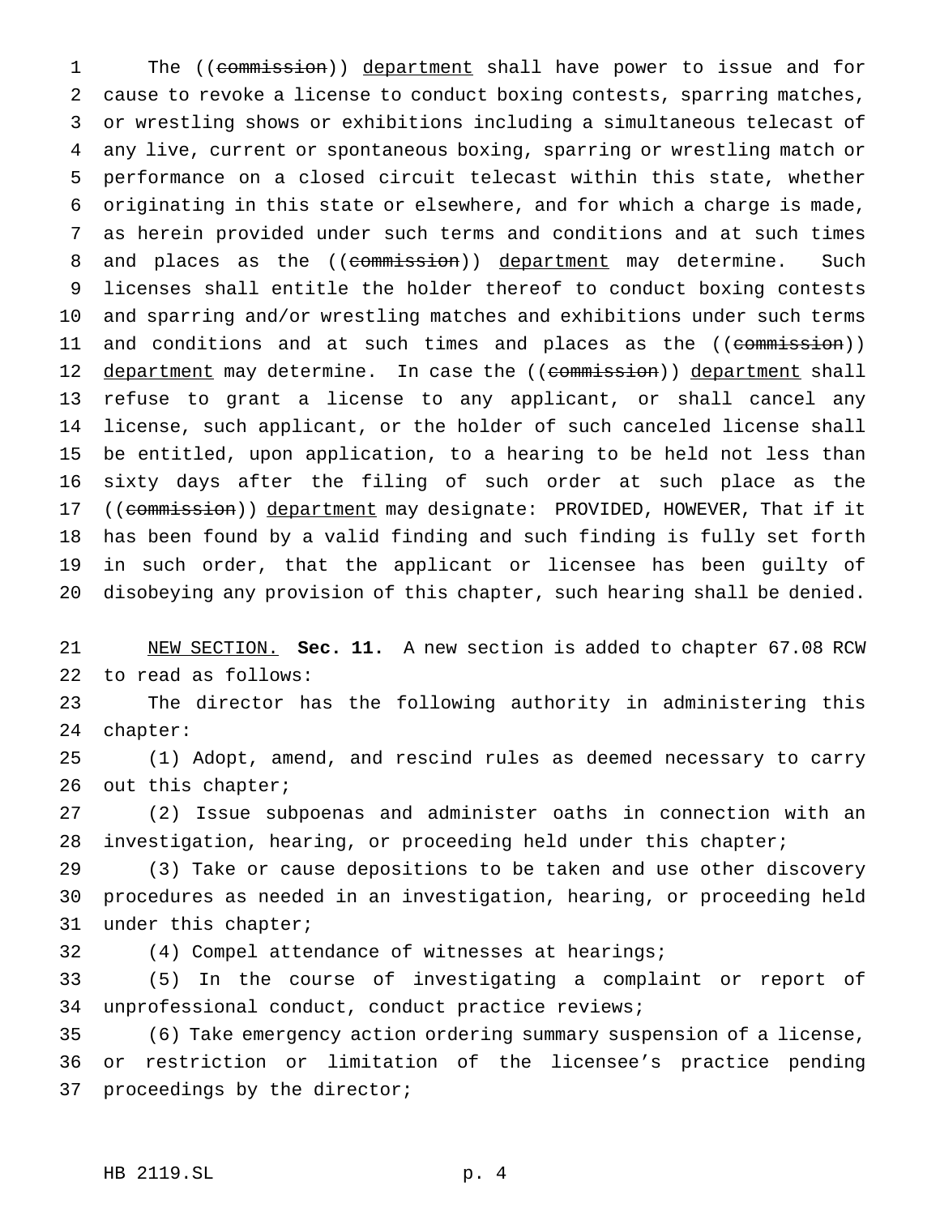The ((~~commission~~)) <u>department</u> shall have power to issue and for cause to revoke a license to conduct boxing contests, sparring matches, or wrestling shows or exhibitions including a simultaneous telecast of any live, current or spontaneous boxing, sparring or wrestling match or performance on a closed circuit telecast within this state, whether originating in this state or elsewhere, and for which a charge is made, as herein provided under such terms and conditions and at such times and places as the ((~~commission~~)) <u>department</u> may determine. Such licenses shall entitle the holder thereof to conduct boxing contests and sparring and/or wrestling matches and exhibitions under such terms and conditions and at such times and places as the ((~~commission~~)) <u>department</u> may determine. In case the ((~~commission~~)) <u>department</u> shall refuse to grant a license to any applicant, or shall cancel any license, such applicant, or the holder of such canceled license shall be entitled, upon application, to a hearing to be held not less than sixty days after the filing of such order at such place as the ((~~commission~~)) <u>department</u> may designate: PROVIDED, HOWEVER, That if it has been found by a valid finding and such finding is fully set forth in such order, that the applicant or licensee has been guilty of disobeying any provision of this chapter, such hearing shall be denied.

<u>NEW SECTION.</u> **Sec. 11.** A new section is added to chapter 67.08 RCW to read as follows:

The director has the following authority in administering this chapter:

(1) Adopt, amend, and rescind rules as deemed necessary to carry out this chapter;

(2) Issue subpoenas and administer oaths in connection with an investigation, hearing, or proceeding held under this chapter;

(3) Take or cause depositions to be taken and use other discovery procedures as needed in an investigation, hearing, or proceeding held under this chapter;

(4) Compel attendance of witnesses at hearings;

(5) In the course of investigating a complaint or report of unprofessional conduct, conduct practice reviews;

(6) Take emergency action ordering summary suspension of a license, or restriction or limitation of the licensee's practice pending proceedings by the director;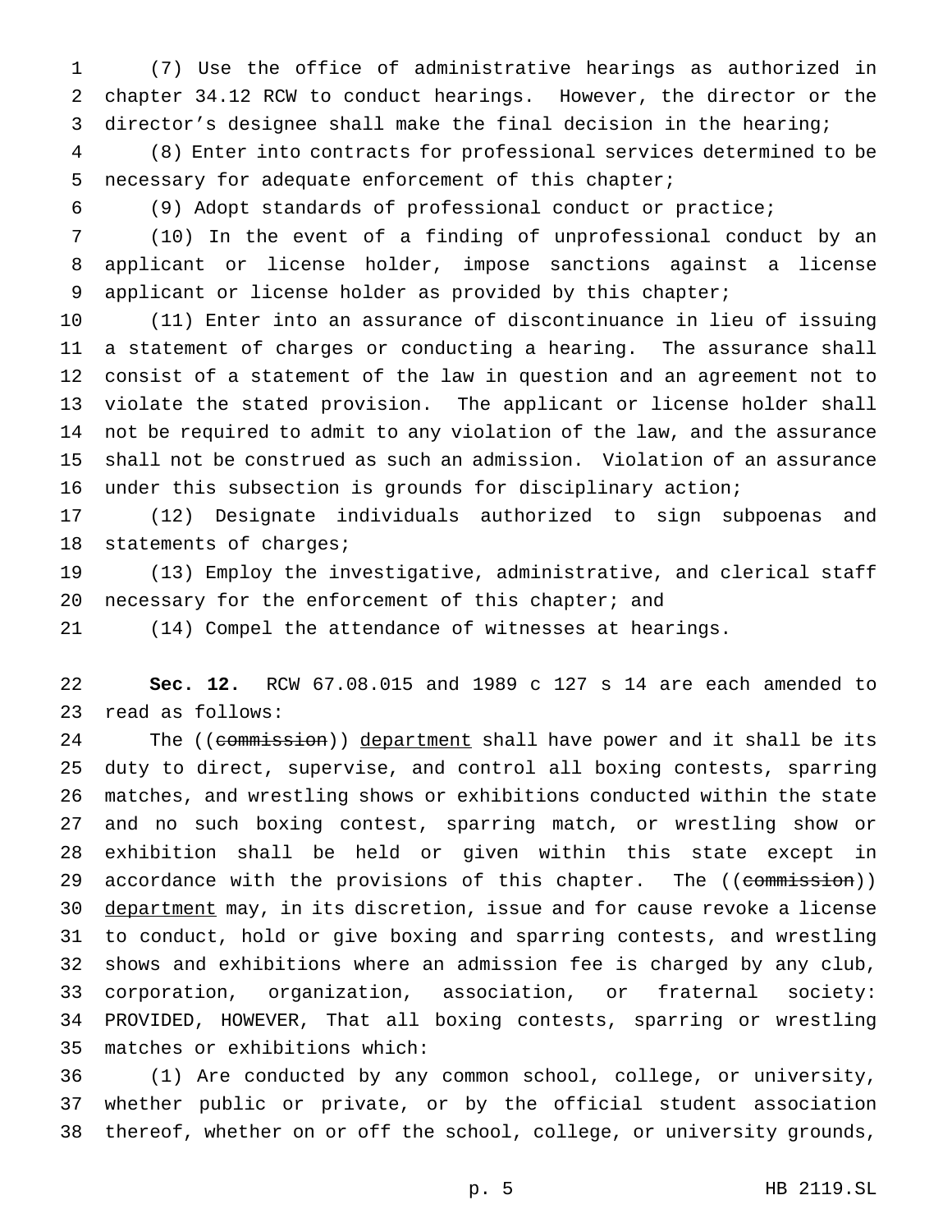(7) Use the office of administrative hearings as authorized in chapter 34.12 RCW to conduct hearings. However, the director or the director's designee shall make the final decision in the hearing;

(8) Enter into contracts for professional services determined to be necessary for adequate enforcement of this chapter;

(9) Adopt standards of professional conduct or practice;

(10) In the event of a finding of unprofessional conduct by an applicant or license holder, impose sanctions against a license applicant or license holder as provided by this chapter;

(11) Enter into an assurance of discontinuance in lieu of issuing a statement of charges or conducting a hearing. The assurance shall consist of a statement of the law in question and an agreement not to violate the stated provision. The applicant or license holder shall not be required to admit to any violation of the law, and the assurance shall not be construed as such an admission. Violation of an assurance under this subsection is grounds for disciplinary action;

(12) Designate individuals authorized to sign subpoenas and statements of charges;

(13) Employ the investigative, administrative, and clerical staff necessary for the enforcement of this chapter; and

(14) Compel the attendance of witnesses at hearings.

**Sec. 12.** RCW 67.08.015 and 1989 c 127 s 14 are each amended to read as follows:

The ((~~commission~~)) department shall have power and it shall be its duty to direct, supervise, and control all boxing contests, sparring matches, and wrestling shows or exhibitions conducted within the state and no such boxing contest, sparring match, or wrestling show or exhibition shall be held or given within this state except in accordance with the provisions of this chapter. The ((~~commission~~)) department may, in its discretion, issue and for cause revoke a license to conduct, hold or give boxing and sparring contests, and wrestling shows and exhibitions where an admission fee is charged by any club, corporation, organization, association, or fraternal society: PROVIDED, HOWEVER, That all boxing contests, sparring or wrestling matches or exhibitions which:

(1) Are conducted by any common school, college, or university, whether public or private, or by the official student association thereof, whether on or off the school, college, or university grounds,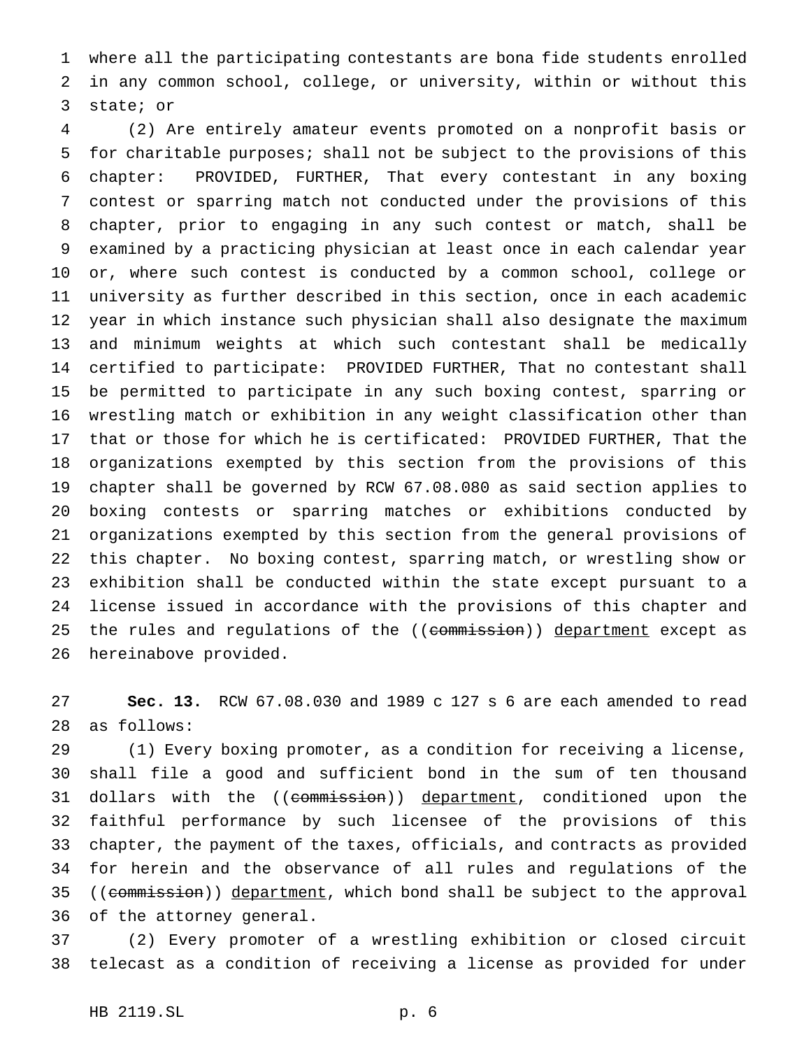where all the participating contestants are bona fide students enrolled in any common school, college, or university, within or without this state; or

(2) Are entirely amateur events promoted on a nonprofit basis or for charitable purposes; shall not be subject to the provisions of this chapter: PROVIDED, FURTHER, That every contestant in any boxing contest or sparring match not conducted under the provisions of this chapter, prior to engaging in any such contest or match, shall be examined by a practicing physician at least once in each calendar year or, where such contest is conducted by a common school, college or university as further described in this section, once in each academic year in which instance such physician shall also designate the maximum and minimum weights at which such contestant shall be medically certified to participate: PROVIDED FURTHER, That no contestant shall be permitted to participate in any such boxing contest, sparring or wrestling match or exhibition in any weight classification other than that or those for which he is certificated: PROVIDED FURTHER, That the organizations exempted by this section from the provisions of this chapter shall be governed by RCW 67.08.080 as said section applies to boxing contests or sparring matches or exhibitions conducted by organizations exempted by this section from the general provisions of this chapter. No boxing contest, sparring match, or wrestling show or exhibition shall be conducted within the state except pursuant to a license issued in accordance with the provisions of this chapter and the rules and regulations of the ((~~commission~~)) department except as hereinabove provided.

**Sec. 13.** RCW 67.08.030 and 1989 c 127 s 6 are each amended to read as follows:

(1) Every boxing promoter, as a condition for receiving a license, shall file a good and sufficient bond in the sum of ten thousand dollars with the ((~~commission~~)) department, conditioned upon the faithful performance by such licensee of the provisions of this chapter, the payment of the taxes, officials, and contracts as provided for herein and the observance of all rules and regulations of the ((~~commission~~)) department, which bond shall be subject to the approval of the attorney general.

(2) Every promoter of a wrestling exhibition or closed circuit telecast as a condition of receiving a license as provided for under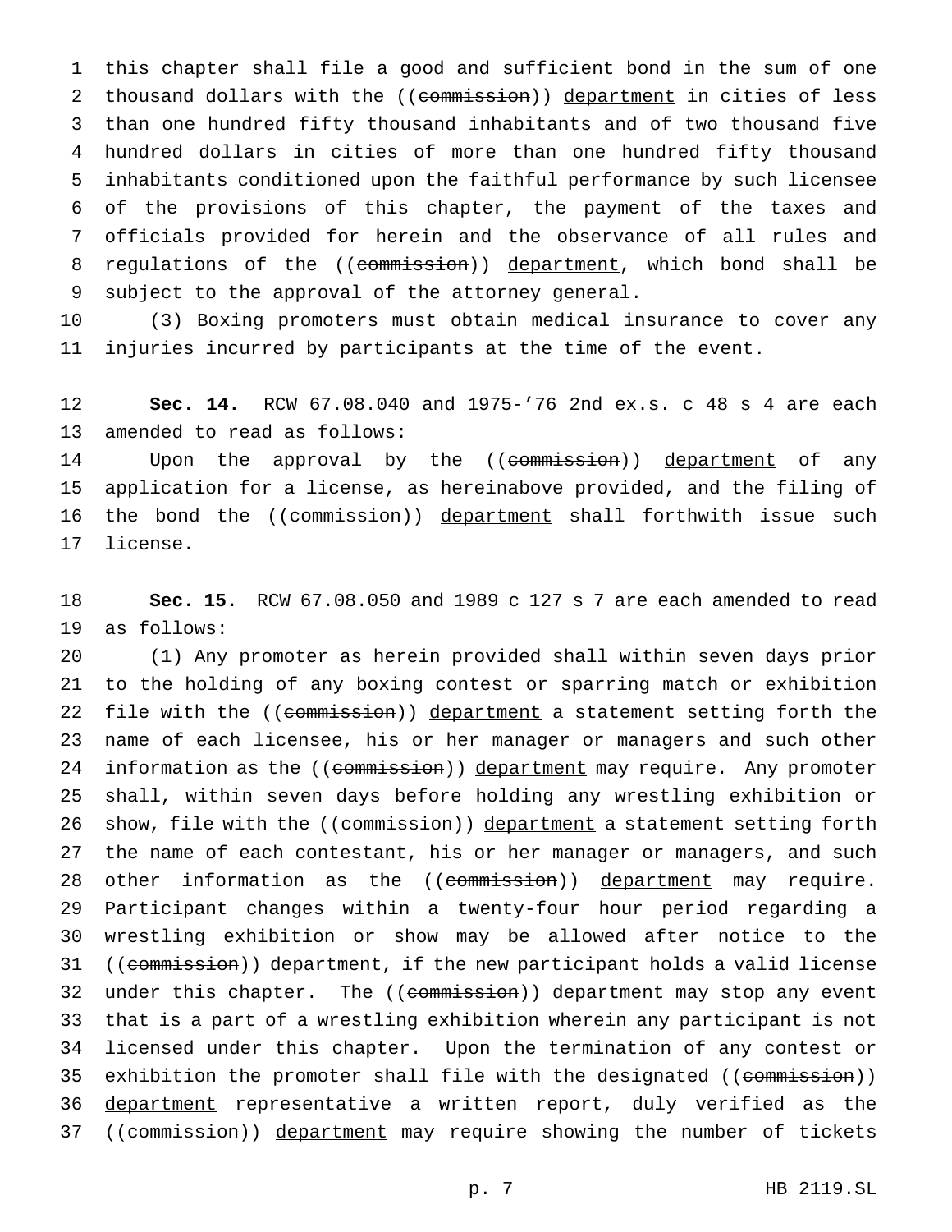this chapter shall file a good and sufficient bond in the sum of one thousand dollars with the ((~~commission~~)) department in cities of less than one hundred fifty thousand inhabitants and of two thousand five hundred dollars in cities of more than one hundred fifty thousand inhabitants conditioned upon the faithful performance by such licensee of the provisions of this chapter, the payment of the taxes and officials provided for herein and the observance of all rules and regulations of the ((~~commission~~)) department, which bond shall be subject to the approval of the attorney general.

(3) Boxing promoters must obtain medical insurance to cover any injuries incurred by participants at the time of the event.

**Sec. 14.** RCW 67.08.040 and 1975-'76 2nd ex.s. c 48 s 4 are each amended to read as follows:

Upon the approval by the ((~~commission~~)) department of any application for a license, as hereinabove provided, and the filing of the bond the ((~~commission~~)) department shall forthwith issue such license.

**Sec. 15.** RCW 67.08.050 and 1989 c 127 s 7 are each amended to read as follows:

(1) Any promoter as herein provided shall within seven days prior to the holding of any boxing contest or sparring match or exhibition file with the ((~~commission~~)) department a statement setting forth the name of each licensee, his or her manager or managers and such other information as the ((~~commission~~)) department may require. Any promoter shall, within seven days before holding any wrestling exhibition or show, file with the ((~~commission~~)) department a statement setting forth the name of each contestant, his or her manager or managers, and such other information as the ((~~commission~~)) department may require. Participant changes within a twenty-four hour period regarding a wrestling exhibition or show may be allowed after notice to the ((~~commission~~)) department, if the new participant holds a valid license under this chapter. The ((~~commission~~)) department may stop any event that is a part of a wrestling exhibition wherein any participant is not licensed under this chapter. Upon the termination of any contest or exhibition the promoter shall file with the designated ((~~commission~~)) department representative a written report, duly verified as the ((~~commission~~)) department may require showing the number of tickets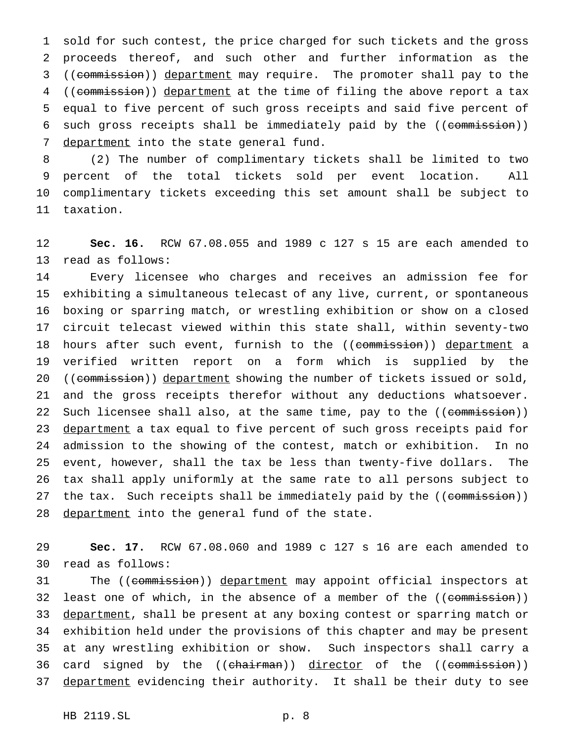sold for such contest, the price charged for such tickets and the gross proceeds thereof, and such other and further information as the ((~~commission~~)) <u>department</u> may require. The promoter shall pay to the ((~~commission~~)) <u>department</u> at the time of filing the above report a tax equal to five percent of such gross receipts and said five percent of such gross receipts shall be immediately paid by the ((~~commission~~)) <u>department</u> into the state general fund.

(2) The number of complimentary tickets shall be limited to two percent of the total tickets sold per event location. All complimentary tickets exceeding this set amount shall be subject to taxation.

**Sec. 16.** RCW 67.08.055 and 1989 c 127 s 15 are each amended to read as follows:

Every licensee who charges and receives an admission fee for exhibiting a simultaneous telecast of any live, current, or spontaneous boxing or sparring match, or wrestling exhibition or show on a closed circuit telecast viewed within this state shall, within seventy-two hours after such event, furnish to the ((~~commission~~)) <u>department</u> a verified written report on a form which is supplied by the ((~~commission~~)) <u>department</u> showing the number of tickets issued or sold, and the gross receipts therefor without any deductions whatsoever. Such licensee shall also, at the same time, pay to the ((~~commission~~)) <u>department</u> a tax equal to five percent of such gross receipts paid for admission to the showing of the contest, match or exhibition. In no event, however, shall the tax be less than twenty-five dollars. The tax shall apply uniformly at the same rate to all persons subject to the tax. Such receipts shall be immediately paid by the ((~~commission~~)) <u>department</u> into the general fund of the state.

**Sec. 17.** RCW 67.08.060 and 1989 c 127 s 16 are each amended to read as follows:

The ((~~commission~~)) <u>department</u> may appoint official inspectors at least one of which, in the absence of a member of the ((~~commission~~)) <u>department</u>, shall be present at any boxing contest or sparring match or exhibition held under the provisions of this chapter and may be present at any wrestling exhibition or show. Such inspectors shall carry a card signed by the ((~~chairman~~)) <u>director</u> of the ((~~commission~~)) <u>department</u> evidencing their authority. It shall be their duty to see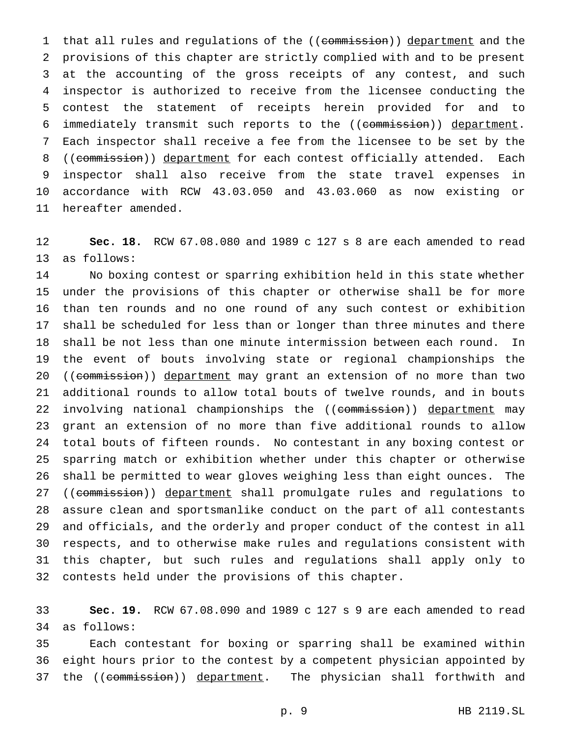that all rules and regulations of the ((~~commission~~)) department and the provisions of this chapter are strictly complied with and to be present at the accounting of the gross receipts of any contest, and such inspector is authorized to receive from the licensee conducting the contest the statement of receipts herein provided for and to immediately transmit such reports to the ((~~commission~~)) department. Each inspector shall receive a fee from the licensee to be set by the ((~~commission~~)) department for each contest officially attended. Each inspector shall also receive from the state travel expenses in accordance with RCW 43.03.050 and 43.03.060 as now existing or hereafter amended.

**Sec. 18.** RCW 67.08.080 and 1989 c 127 s 8 are each amended to read as follows:

No boxing contest or sparring exhibition held in this state whether under the provisions of this chapter or otherwise shall be for more than ten rounds and no one round of any such contest or exhibition shall be scheduled for less than or longer than three minutes and there shall be not less than one minute intermission between each round. In the event of bouts involving state or regional championships the ((~~commission~~)) department may grant an extension of no more than two additional rounds to allow total bouts of twelve rounds, and in bouts involving national championships the ((~~commission~~)) department may grant an extension of no more than five additional rounds to allow total bouts of fifteen rounds. No contestant in any boxing contest or sparring match or exhibition whether under this chapter or otherwise shall be permitted to wear gloves weighing less than eight ounces. The ((~~commission~~)) department shall promulgate rules and regulations to assure clean and sportsmanlike conduct on the part of all contestants and officials, and the orderly and proper conduct of the contest in all respects, and to otherwise make rules and regulations consistent with this chapter, but such rules and regulations shall apply only to contests held under the provisions of this chapter.

**Sec. 19.** RCW 67.08.090 and 1989 c 127 s 9 are each amended to read as follows:

Each contestant for boxing or sparring shall be examined within eight hours prior to the contest by a competent physician appointed by the ((~~commission~~)) department. The physician shall forthwith and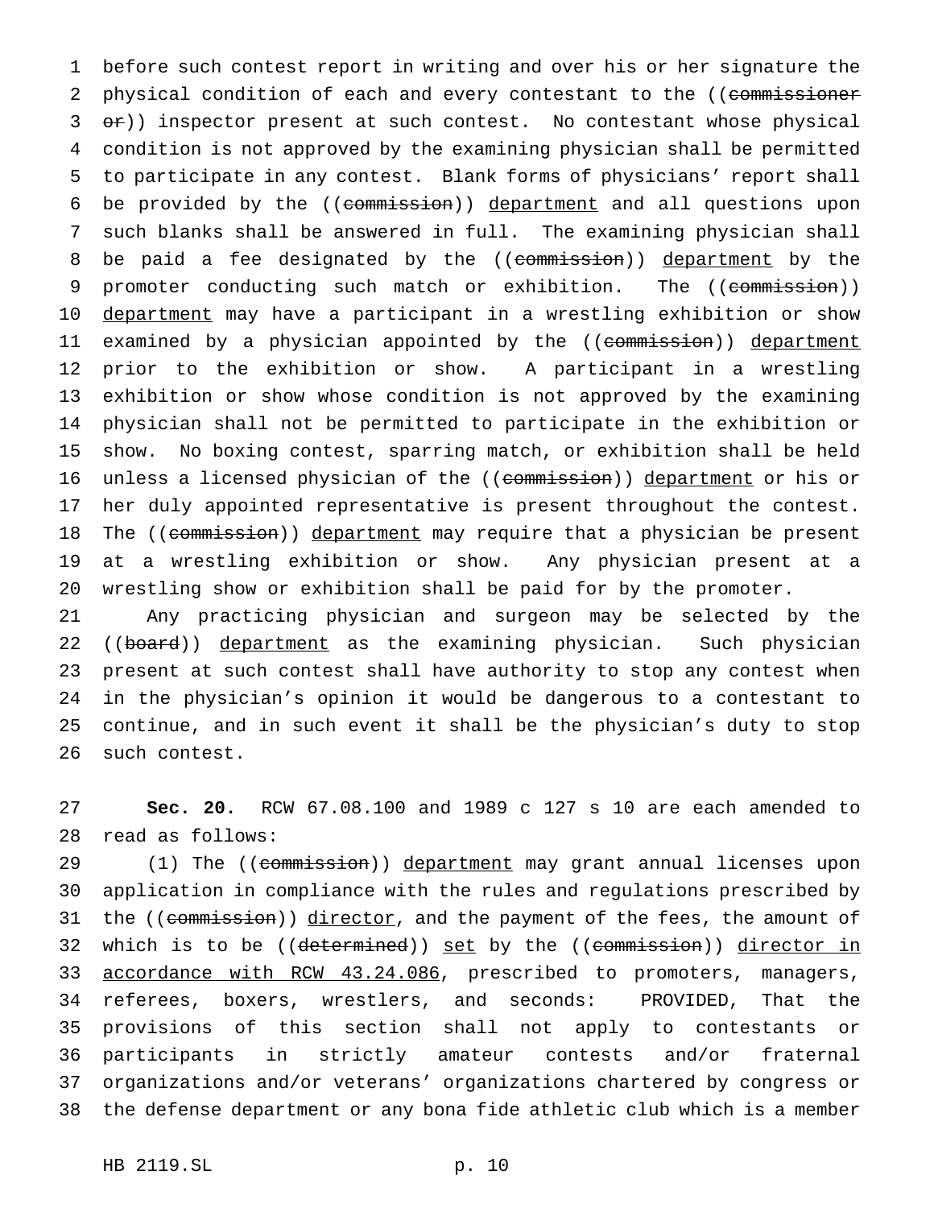before such contest report in writing and over his or her signature the physical condition of each and every contestant to the ((~~commissioner or~~)) inspector present at such contest. No contestant whose physical condition is not approved by the examining physician shall be permitted to participate in any contest. Blank forms of physicians' report shall be provided by the ((~~commission~~)) <u>department</u> and all questions upon such blanks shall be answered in full. The examining physician shall be paid a fee designated by the ((~~commission~~)) <u>department</u> by the promoter conducting such match or exhibition. The ((~~commission~~)) <u>department</u> may have a participant in a wrestling exhibition or show examined by a physician appointed by the ((~~commission~~)) <u>department</u> prior to the exhibition or show. A participant in a wrestling exhibition or show whose condition is not approved by the examining physician shall not be permitted to participate in the exhibition or show. No boxing contest, sparring match, or exhibition shall be held unless a licensed physician of the ((~~commission~~)) <u>department</u> or his or her duly appointed representative is present throughout the contest. The ((~~commission~~)) <u>department</u> may require that a physician be present at a wrestling exhibition or show. Any physician present at a wrestling show or exhibition shall be paid for by the promoter.

Any practicing physician and surgeon may be selected by the ((~~board~~)) <u>department</u> as the examining physician. Such physician present at such contest shall have authority to stop any contest when in the physician's opinion it would be dangerous to a contestant to continue, and in such event it shall be the physician's duty to stop such contest.

**Sec. 20.** RCW 67.08.100 and 1989 c 127 s 10 are each amended to read as follows:

(1) The ((~~commission~~)) <u>department</u> may grant annual licenses upon application in compliance with the rules and regulations prescribed by the ((~~commission~~)) <u>director</u>, and the payment of the fees, the amount of which is to be ((~~determined~~)) <u>set</u> by the ((~~commission~~)) <u>director in accordance with RCW 43.24.086</u>, prescribed to promoters, managers, referees, boxers, wrestlers, and seconds: PROVIDED, That the provisions of this section shall not apply to contestants or participants in strictly amateur contests and/or fraternal organizations and/or veterans' organizations chartered by congress or the defense department or any bona fide athletic club which is a member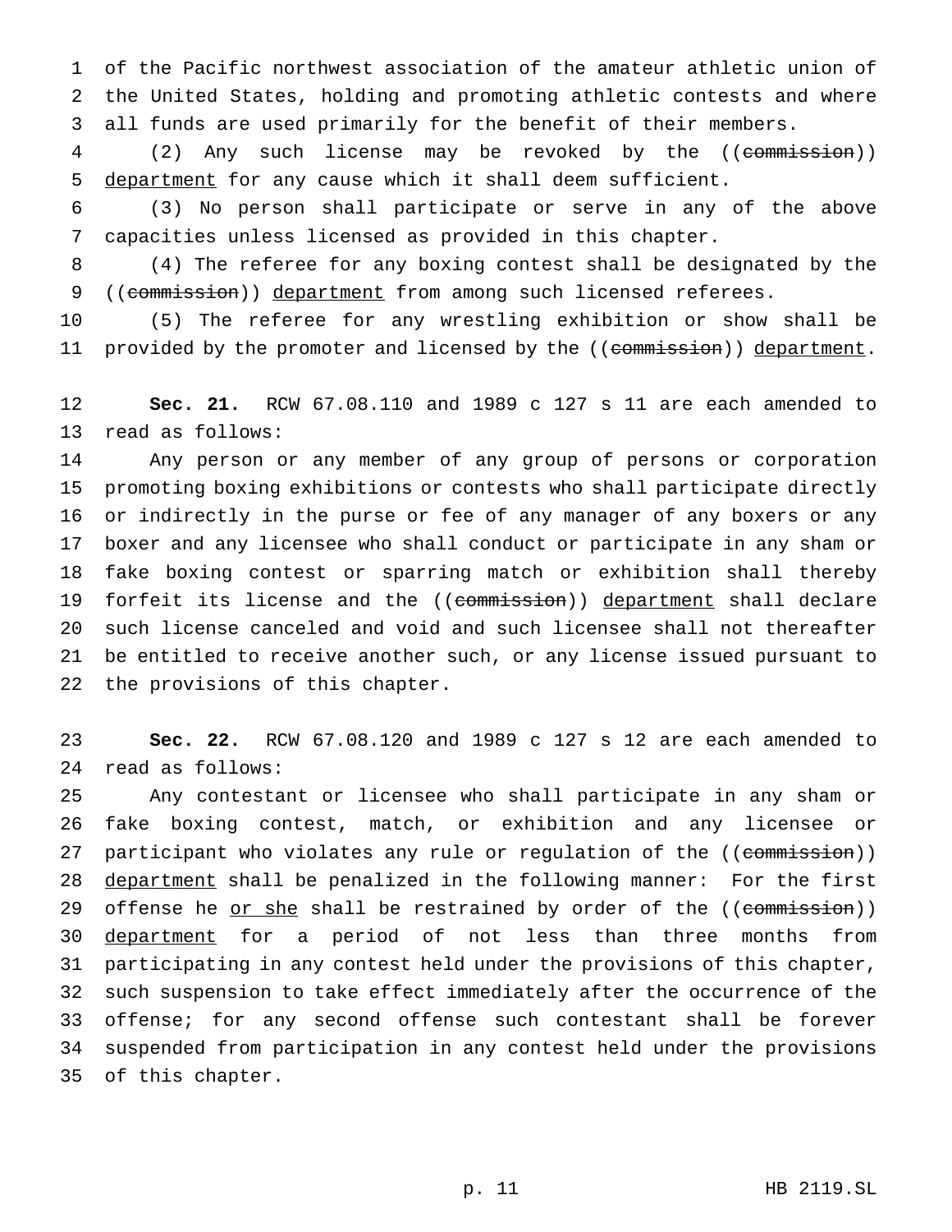of the Pacific northwest association of the amateur athletic union of the United States, holding and promoting athletic contests and where all funds are used primarily for the benefit of their members.

(2) Any such license may be revoked by the ((~~commission~~)) <u>department</u> for any cause which it shall deem sufficient.

(3) No person shall participate or serve in any of the above capacities unless licensed as provided in this chapter.

(4) The referee for any boxing contest shall be designated by the ((~~commission~~)) <u>department</u> from among such licensed referees.

(5) The referee for any wrestling exhibition or show shall be provided by the promoter and licensed by the ((~~commission~~)) <u>department</u>.

**Sec. 21.** RCW 67.08.110 and 1989 c 127 s 11 are each amended to read as follows:

Any person or any member of any group of persons or corporation promoting boxing exhibitions or contests who shall participate directly or indirectly in the purse or fee of any manager of any boxers or any boxer and any licensee who shall conduct or participate in any sham or fake boxing contest or sparring match or exhibition shall thereby forfeit its license and the ((~~commission~~)) <u>department</u> shall declare such license canceled and void and such licensee shall not thereafter be entitled to receive another such, or any license issued pursuant to the provisions of this chapter.

**Sec. 22.** RCW 67.08.120 and 1989 c 127 s 12 are each amended to read as follows:

Any contestant or licensee who shall participate in any sham or fake boxing contest, match, or exhibition and any licensee or participant who violates any rule or regulation of the ((~~commission~~)) <u>department</u> shall be penalized in the following manner: For the first offense he <u>or she</u> shall be restrained by order of the ((~~commission~~)) <u>department</u> for a period of not less than three months from participating in any contest held under the provisions of this chapter, such suspension to take effect immediately after the occurrence of the offense; for any second offense such contestant shall be forever suspended from participation in any contest held under the provisions of this chapter.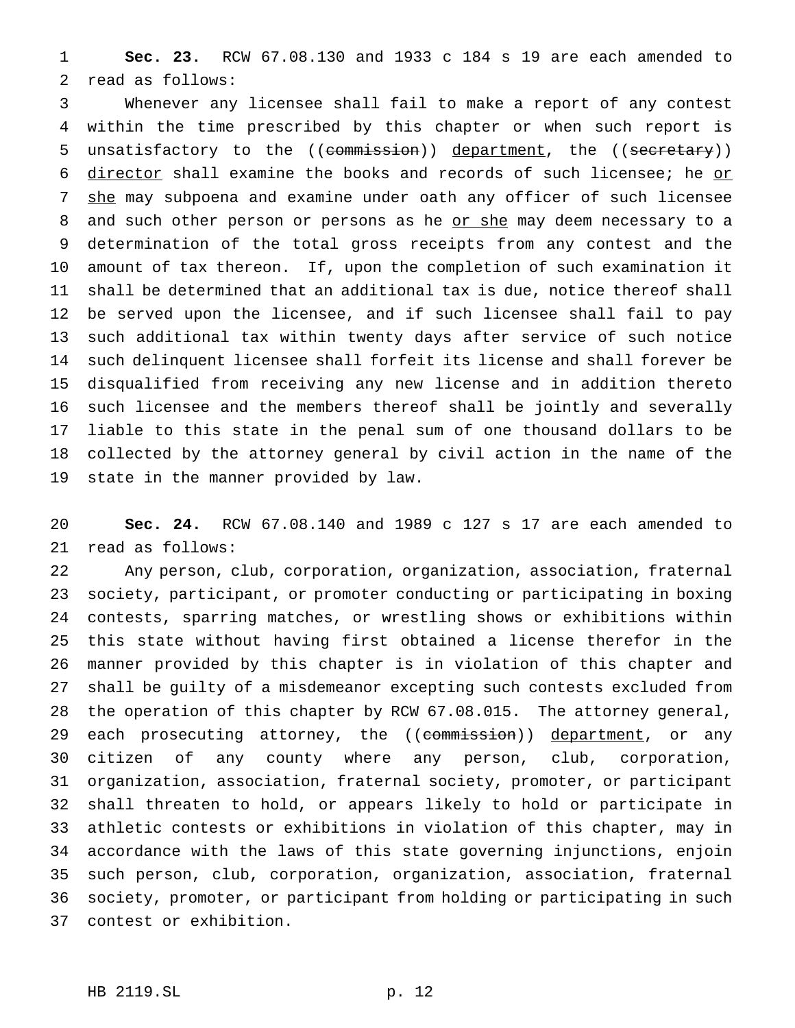**Sec. 23.** RCW 67.08.130 and 1933 c 184 s 19 are each amended to read as follows:

Whenever any licensee shall fail to make a report of any contest within the time prescribed by this chapter or when such report is unsatisfactory to the ((~~commission~~)) department, the ((~~secretary~~)) director shall examine the books and records of such licensee; he or she may subpoena and examine under oath any officer of such licensee and such other person or persons as he or she may deem necessary to a determination of the total gross receipts from any contest and the amount of tax thereon. If, upon the completion of such examination it shall be determined that an additional tax is due, notice thereof shall be served upon the licensee, and if such licensee shall fail to pay such additional tax within twenty days after service of such notice such delinquent licensee shall forfeit its license and shall forever be disqualified from receiving any new license and in addition thereto such licensee and the members thereof shall be jointly and severally liable to this state in the penal sum of one thousand dollars to be collected by the attorney general by civil action in the name of the state in the manner provided by law.

**Sec. 24.** RCW 67.08.140 and 1989 c 127 s 17 are each amended to read as follows:

Any person, club, corporation, organization, association, fraternal society, participant, or promoter conducting or participating in boxing contests, sparring matches, or wrestling shows or exhibitions within this state without having first obtained a license therefor in the manner provided by this chapter is in violation of this chapter and shall be guilty of a misdemeanor excepting such contests excluded from the operation of this chapter by RCW 67.08.015. The attorney general, each prosecuting attorney, the ((~~commission~~)) department, or any citizen of any county where any person, club, corporation, organization, association, fraternal society, promoter, or participant shall threaten to hold, or appears likely to hold or participate in athletic contests or exhibitions in violation of this chapter, may in accordance with the laws of this state governing injunctions, enjoin such person, club, corporation, organization, association, fraternal society, promoter, or participant from holding or participating in such contest or exhibition.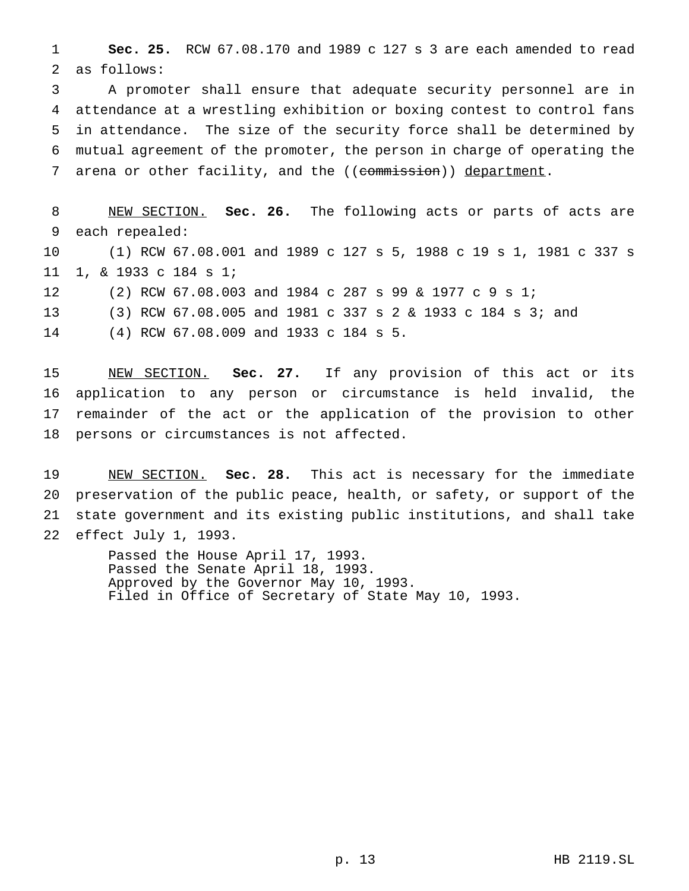**Sec. 25.** RCW 67.08.170 and 1989 c 127 s 3 are each amended to read as follows:

A promoter shall ensure that adequate security personnel are in attendance at a wrestling exhibition or boxing contest to control fans in attendance. The size of the security force shall be determined by mutual agreement of the promoter, the person in charge of operating the arena or other facility, and the ((~~commission~~)) <u>department</u>.

<u>NEW SECTION.</u> **Sec. 26.** The following acts or parts of acts are each repealed:

(1) RCW 67.08.001 and 1989 c 127 s 5, 1988 c 19 s 1, 1981 c 337 s 1, & 1933 c 184 s 1;

(2) RCW 67.08.003 and 1984 c 287 s 99 & 1977 c 9 s 1;

(3) RCW 67.08.005 and 1981 c 337 s 2 & 1933 c 184 s 3; and

(4) RCW 67.08.009 and 1933 c 184 s 5.

<u>NEW SECTION.</u> **Sec. 27.** If any provision of this act or its application to any person or circumstance is held invalid, the remainder of the act or the application of the provision to other persons or circumstances is not affected.

<u>NEW SECTION.</u> **Sec. 28.** This act is necessary for the immediate preservation of the public peace, health, or safety, or support of the state government and its existing public institutions, and shall take effect July 1, 1993.

Passed the House April 17, 1993.
Passed the Senate April 18, 1993.
Approved by the Governor May 10, 1993.
Filed in Office of Secretary of State May 10, 1993.